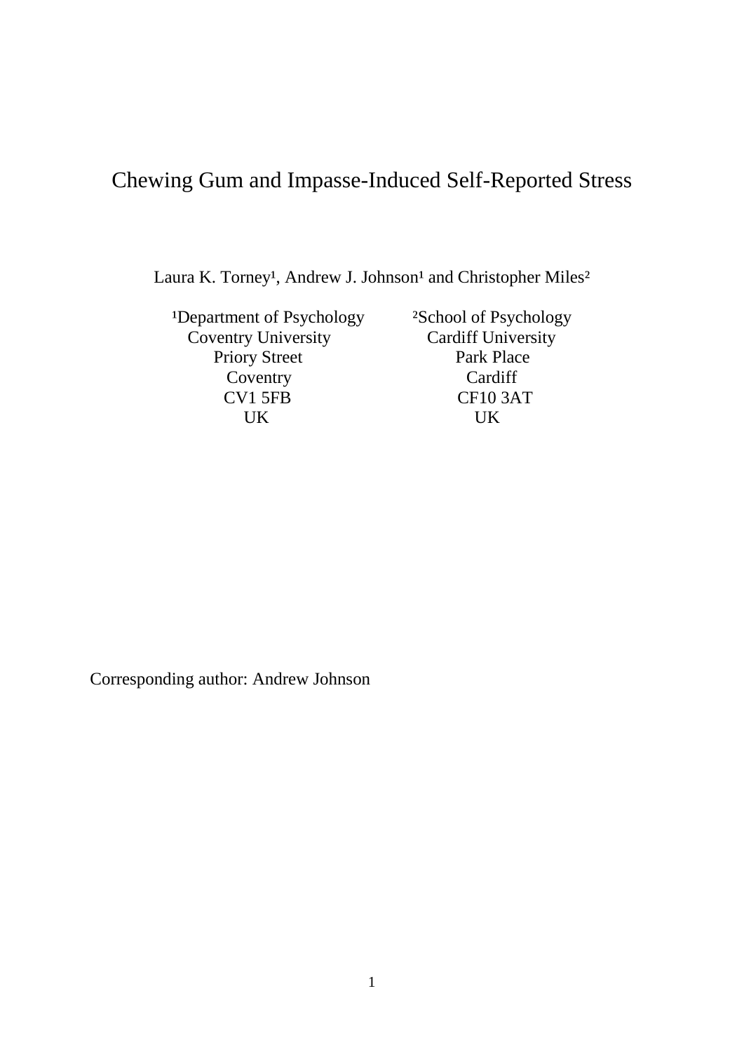# Chewing Gum and Impasse-Induced Self-Reported Stress

Laura K. Torney[1], Andrew J. Johnson[1] and Christopher Miles[2]

[1]Department of Psychology
Coventry University
Priory Street
Coventry
CV1 5FB
UK

[2]School of Psychology
Cardiff University
Park Place
Cardiff
CF10 3AT
UK

Corresponding author: Andrew Johnson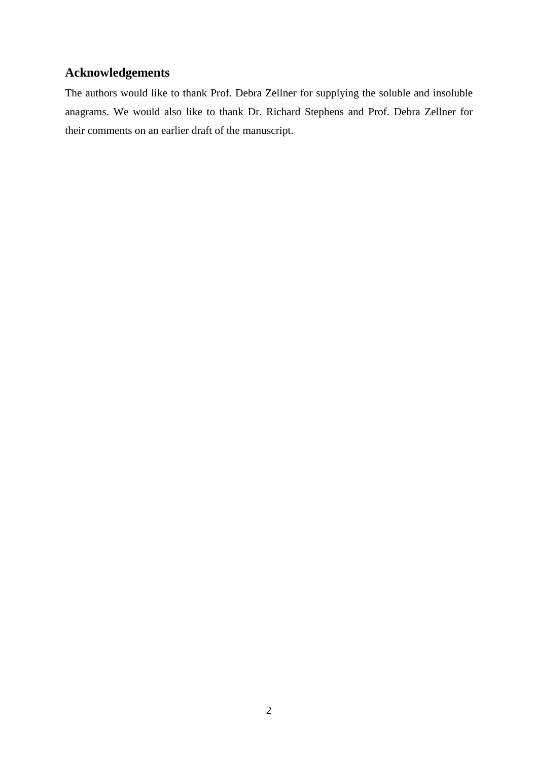## Acknowledgements

The authors would like to thank Prof. Debra Zellner for supplying the soluble and insoluble anagrams. We would also like to thank Dr. Richard Stephens and Prof. Debra Zellner for their comments on an earlier draft of the manuscript.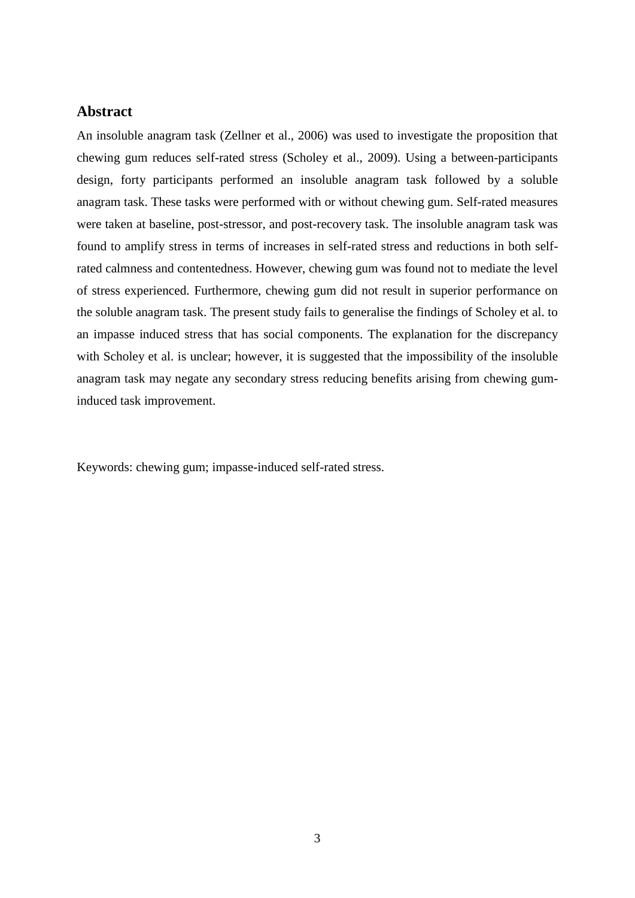## Abstract

An insoluble anagram task (Zellner et al., 2006) was used to investigate the proposition that chewing gum reduces self-rated stress (Scholey et al., 2009). Using a between-participants design, forty participants performed an insoluble anagram task followed by a soluble anagram task. These tasks were performed with or without chewing gum. Self-rated measures were taken at baseline, post-stressor, and post-recovery task. The insoluble anagram task was found to amplify stress in terms of increases in self-rated stress and reductions in both self-rated calmness and contentedness. However, chewing gum was found not to mediate the level of stress experienced. Furthermore, chewing gum did not result in superior performance on the soluble anagram task. The present study fails to generalise the findings of Scholey et al. to an impasse induced stress that has social components. The explanation for the discrepancy with Scholey et al. is unclear; however, it is suggested that the impossibility of the insoluble anagram task may negate any secondary stress reducing benefits arising from chewing gum-induced task improvement.

Keywords: chewing gum; impasse-induced self-rated stress.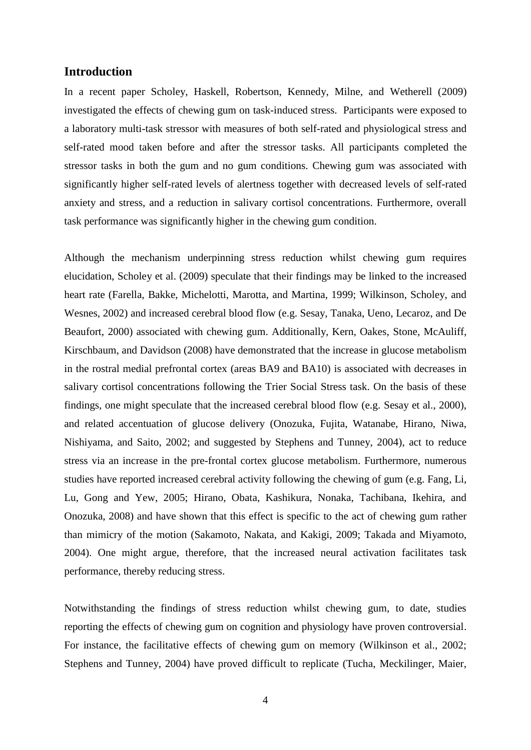## Introduction

In a recent paper Scholey, Haskell, Robertson, Kennedy, Milne, and Wetherell (2009) investigated the effects of chewing gum on task-induced stress. Participants were exposed to a laboratory multi-task stressor with measures of both self-rated and physiological stress and self-rated mood taken before and after the stressor tasks. All participants completed the stressor tasks in both the gum and no gum conditions. Chewing gum was associated with significantly higher self-rated levels of alertness together with decreased levels of self-rated anxiety and stress, and a reduction in salivary cortisol concentrations. Furthermore, overall task performance was significantly higher in the chewing gum condition.

Although the mechanism underpinning stress reduction whilst chewing gum requires elucidation, Scholey et al. (2009) speculate that their findings may be linked to the increased heart rate (Farella, Bakke, Michelotti, Marotta, and Martina, 1999; Wilkinson, Scholey, and Wesnes, 2002) and increased cerebral blood flow (e.g. Sesay, Tanaka, Ueno, Lecaroz, and De Beaufort, 2000) associated with chewing gum. Additionally, Kern, Oakes, Stone, McAuliff, Kirschbaum, and Davidson (2008) have demonstrated that the increase in glucose metabolism in the rostral medial prefrontal cortex (areas BA9 and BA10) is associated with decreases in salivary cortisol concentrations following the Trier Social Stress task. On the basis of these findings, one might speculate that the increased cerebral blood flow (e.g. Sesay et al., 2000), and related accentuation of glucose delivery (Onozuka, Fujita, Watanabe, Hirano, Niwa, Nishiyama, and Saito, 2002; and suggested by Stephens and Tunney, 2004), act to reduce stress via an increase in the pre-frontal cortex glucose metabolism. Furthermore, numerous studies have reported increased cerebral activity following the chewing of gum (e.g. Fang, Li, Lu, Gong and Yew, 2005; Hirano, Obata, Kashikura, Nonaka, Tachibana, Ikehira, and Onozuka, 2008) and have shown that this effect is specific to the act of chewing gum rather than mimicry of the motion (Sakamoto, Nakata, and Kakigi, 2009; Takada and Miyamoto, 2004). One might argue, therefore, that the increased neural activation facilitates task performance, thereby reducing stress.

Notwithstanding the findings of stress reduction whilst chewing gum, to date, studies reporting the effects of chewing gum on cognition and physiology have proven controversial. For instance, the facilitative effects of chewing gum on memory (Wilkinson et al., 2002; Stephens and Tunney, 2004) have proved difficult to replicate (Tucha, Meckilinger, Maier,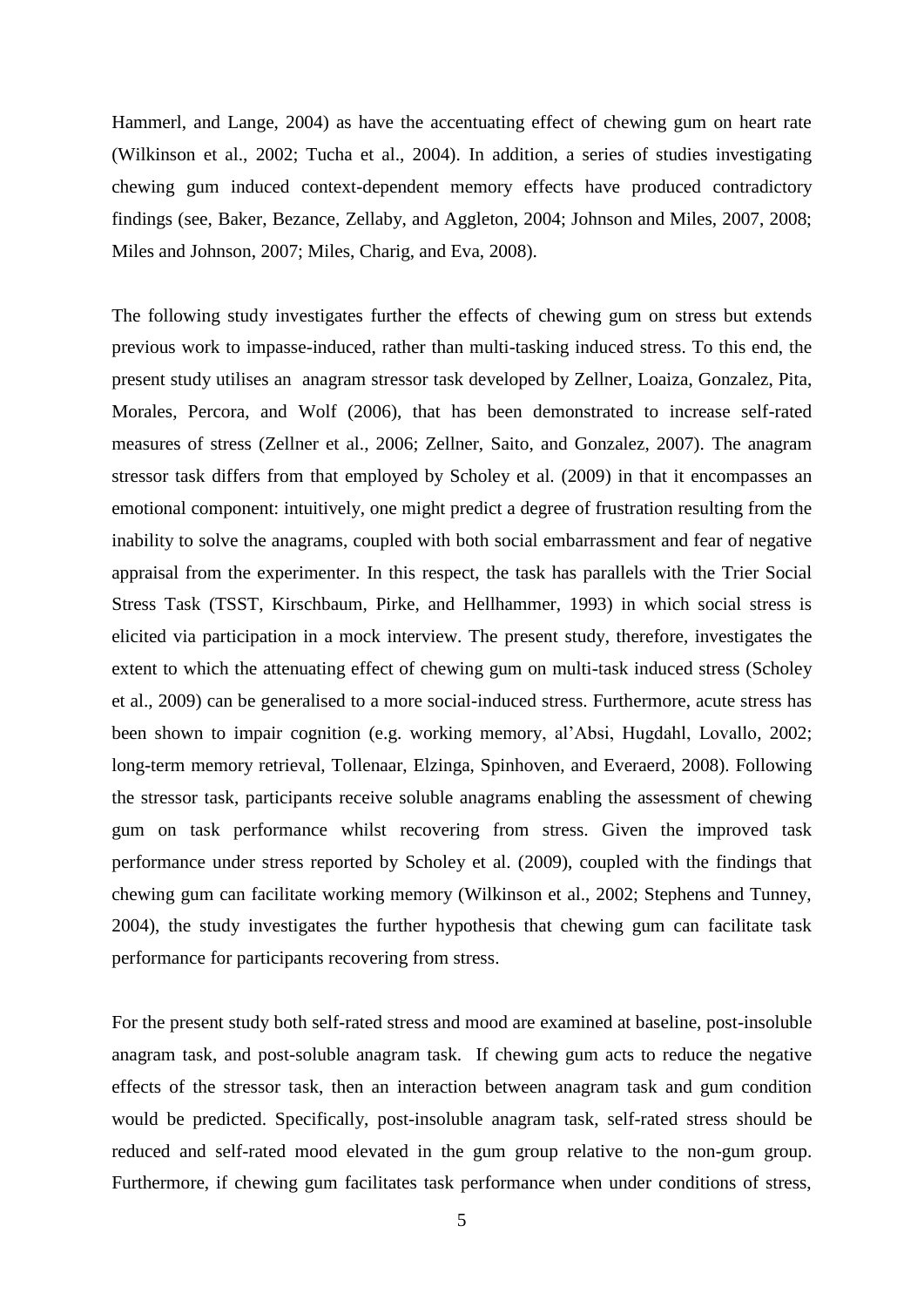Hammerl, and Lange, 2004) as have the accentuating effect of chewing gum on heart rate (Wilkinson et al., 2002; Tucha et al., 2004). In addition, a series of studies investigating chewing gum induced context-dependent memory effects have produced contradictory findings (see, Baker, Bezance, Zellaby, and Aggleton, 2004; Johnson and Miles, 2007, 2008; Miles and Johnson, 2007; Miles, Charig, and Eva, 2008).

The following study investigates further the effects of chewing gum on stress but extends previous work to impasse-induced, rather than multi-tasking induced stress. To this end, the present study utilises an anagram stressor task developed by Zellner, Loaiza, Gonzalez, Pita, Morales, Percora, and Wolf (2006), that has been demonstrated to increase self-rated measures of stress (Zellner et al., 2006; Zellner, Saito, and Gonzalez, 2007). The anagram stressor task differs from that employed by Scholey et al. (2009) in that it encompasses an emotional component: intuitively, one might predict a degree of frustration resulting from the inability to solve the anagrams, coupled with both social embarrassment and fear of negative appraisal from the experimenter. In this respect, the task has parallels with the Trier Social Stress Task (TSST, Kirschbaum, Pirke, and Hellhammer, 1993) in which social stress is elicited via participation in a mock interview. The present study, therefore, investigates the extent to which the attenuating effect of chewing gum on multi-task induced stress (Scholey et al., 2009) can be generalised to a more social-induced stress. Furthermore, acute stress has been shown to impair cognition (e.g. working memory, al'Absi, Hugdahl, Lovallo, 2002; long-term memory retrieval, Tollenaar, Elzinga, Spinhoven, and Everaerd, 2008). Following the stressor task, participants receive soluble anagrams enabling the assessment of chewing gum on task performance whilst recovering from stress. Given the improved task performance under stress reported by Scholey et al. (2009), coupled with the findings that chewing gum can facilitate working memory (Wilkinson et al., 2002; Stephens and Tunney, 2004), the study investigates the further hypothesis that chewing gum can facilitate task performance for participants recovering from stress.

For the present study both self-rated stress and mood are examined at baseline, post-insoluble anagram task, and post-soluble anagram task. If chewing gum acts to reduce the negative effects of the stressor task, then an interaction between anagram task and gum condition would be predicted. Specifically, post-insoluble anagram task, self-rated stress should be reduced and self-rated mood elevated in the gum group relative to the non-gum group. Furthermore, if chewing gum facilitates task performance when under conditions of stress,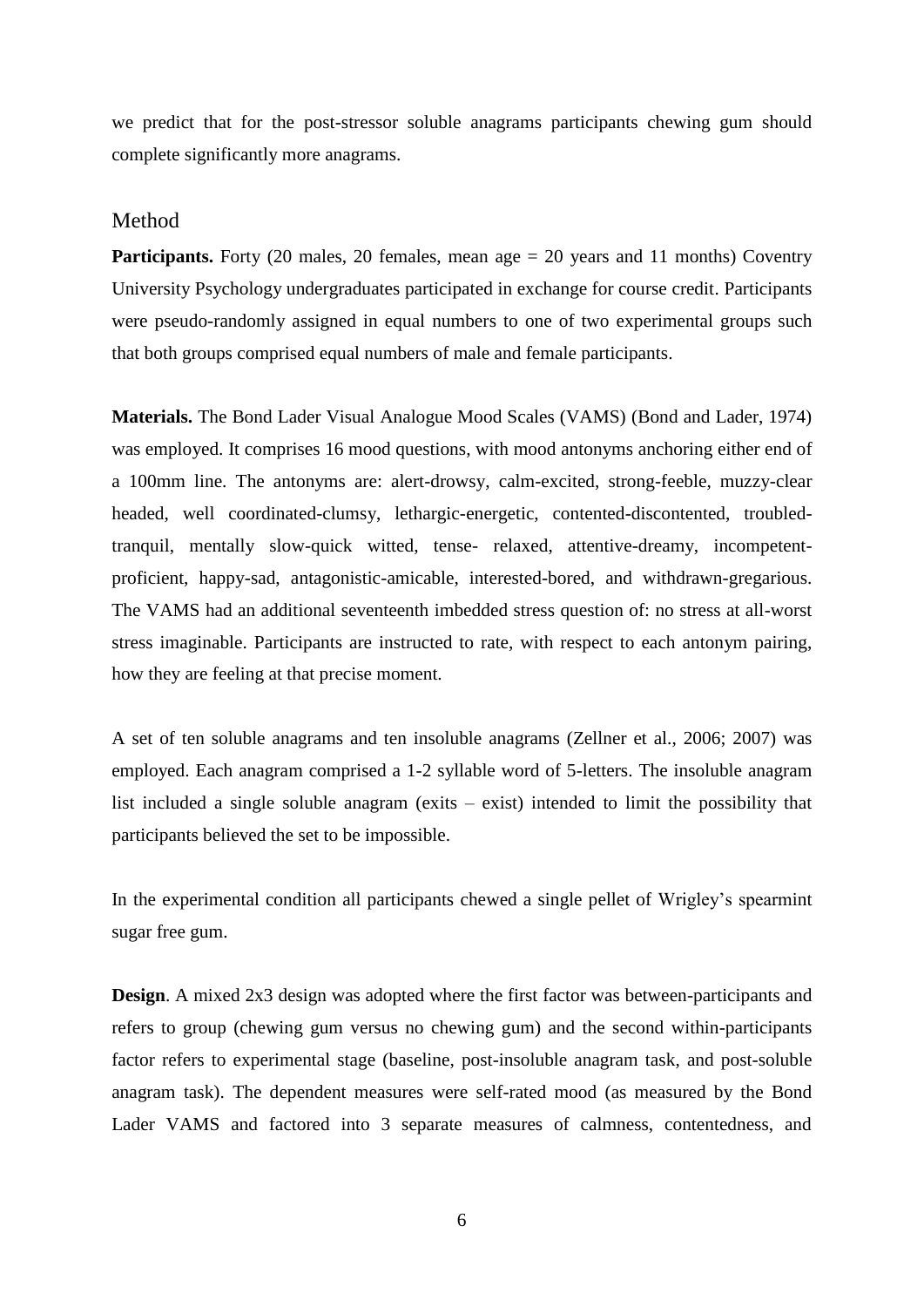we predict that for the post-stressor soluble anagrams participants chewing gum should complete significantly more anagrams.

## Method

**Participants.** Forty (20 males, 20 females, mean age = 20 years and 11 months) Coventry University Psychology undergraduates participated in exchange for course credit. Participants were pseudo-randomly assigned in equal numbers to one of two experimental groups such that both groups comprised equal numbers of male and female participants.

**Materials.** The Bond Lader Visual Analogue Mood Scales (VAMS) (Bond and Lader, 1974) was employed. It comprises 16 mood questions, with mood antonyms anchoring either end of a 100mm line. The antonyms are: alert-drowsy, calm-excited, strong-feeble, muzzy-clear headed, well coordinated-clumsy, lethargic-energetic, contented-discontented, troubled-tranquil, mentally slow-quick witted, tense- relaxed, attentive-dreamy, incompetent-proficient, happy-sad, antagonistic-amicable, interested-bored, and withdrawn-gregarious. The VAMS had an additional seventeenth imbedded stress question of: no stress at all-worst stress imaginable. Participants are instructed to rate, with respect to each antonym pairing, how they are feeling at that precise moment.

A set of ten soluble anagrams and ten insoluble anagrams (Zellner et al., 2006; 2007) was employed. Each anagram comprised a 1-2 syllable word of 5-letters. The insoluble anagram list included a single soluble anagram (exits – exist) intended to limit the possibility that participants believed the set to be impossible.

In the experimental condition all participants chewed a single pellet of Wrigley's spearmint sugar free gum.

**Design**. A mixed 2x3 design was adopted where the first factor was between-participants and refers to group (chewing gum versus no chewing gum) and the second within-participants factor refers to experimental stage (baseline, post-insoluble anagram task, and post-soluble anagram task). The dependent measures were self-rated mood (as measured by the Bond Lader VAMS and factored into 3 separate measures of calmness, contentedness, and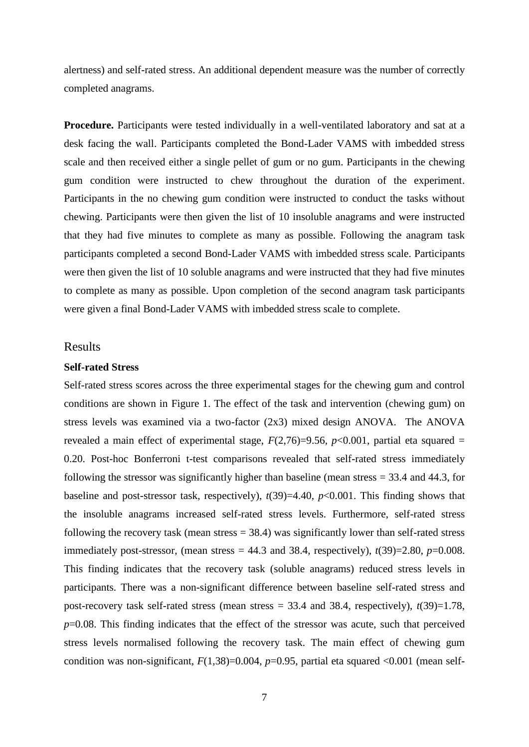alertness) and self-rated stress. An additional dependent measure was the number of correctly completed anagrams.

**Procedure.** Participants were tested individually in a well-ventilated laboratory and sat at a desk facing the wall. Participants completed the Bond-Lader VAMS with imbedded stress scale and then received either a single pellet of gum or no gum. Participants in the chewing gum condition were instructed to chew throughout the duration of the experiment. Participants in the no chewing gum condition were instructed to conduct the tasks without chewing. Participants were then given the list of 10 insoluble anagrams and were instructed that they had five minutes to complete as many as possible. Following the anagram task participants completed a second Bond-Lader VAMS with imbedded stress scale. Participants were then given the list of 10 soluble anagrams and were instructed that they had five minutes to complete as many as possible. Upon completion of the second anagram task participants were given a final Bond-Lader VAMS with imbedded stress scale to complete.

## Results

### Self-rated Stress

Self-rated stress scores across the three experimental stages for the chewing gum and control conditions are shown in Figure 1. The effect of the task and intervention (chewing gum) on stress levels was examined via a two-factor (2x3) mixed design ANOVA. The ANOVA revealed a main effect of experimental stage, $F(2,76)=9.56$, $p<0.001$, partial eta squared = 0.20. Post-hoc Bonferroni t-test comparisons revealed that self-rated stress immediately following the stressor was significantly higher than baseline (mean stress = 33.4 and 44.3, for baseline and post-stressor task, respectively), $t(39)=4.40$, $p<0.001$. This finding shows that the insoluble anagrams increased self-rated stress levels. Furthermore, self-rated stress following the recovery task (mean stress = 38.4) was significantly lower than self-rated stress immediately post-stressor, (mean stress = 44.3 and 38.4, respectively), $t(39)=2.80$, $p=0.008$. This finding indicates that the recovery task (soluble anagrams) reduced stress levels in participants. There was a non-significant difference between baseline self-rated stress and post-recovery task self-rated stress (mean stress = 33.4 and 38.4, respectively), $t(39)=1.78$, $p=0.08$. This finding indicates that the effect of the stressor was acute, such that perceived stress levels normalised following the recovery task. The main effect of chewing gum condition was non-significant, $F(1,38)=0.004$, $p=0.95$, partial eta squared $<0.001$ (mean self-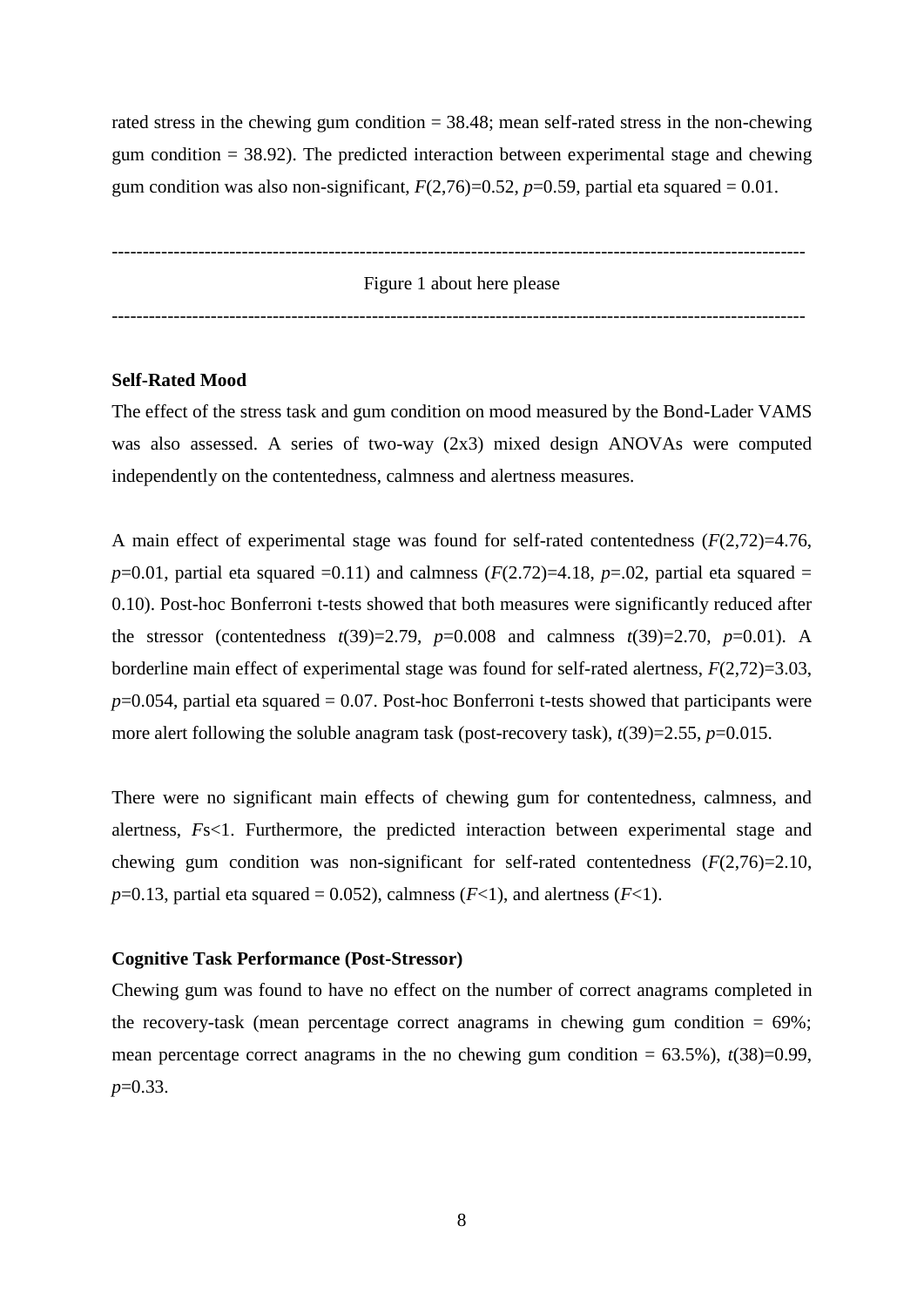rated stress in the chewing gum condition = 38.48; mean self-rated stress in the non-chewing gum condition = 38.92). The predicted interaction between experimental stage and chewing gum condition was also non-significant, $F(2,76)=0.52$, $p=0.59$, partial eta squared = 0.01.

---

Figure 1 about here please

---

**Self-Rated Mood**

The effect of the stress task and gum condition on mood measured by the Bond-Lader VAMS was also assessed. A series of two-way (2x3) mixed design ANOVAs were computed independently on the contentedness, calmness and alertness measures.

A main effect of experimental stage was found for self-rated contentedness ($F(2,72)=4.76$, $p=0.01$, partial eta squared =0.11) and calmness ($F(2.72)=4.18$, $p=.02$, partial eta squared = 0.10). Post-hoc Bonferroni t-tests showed that both measures were significantly reduced after the stressor (contentedness $t(39)=2.79$, $p=0.008$ and calmness $t(39)=2.70$, $p=0.01$). A borderline main effect of experimental stage was found for self-rated alertness, $F(2,72)=3.03$, $p=0.054$, partial eta squared = 0.07. Post-hoc Bonferroni t-tests showed that participants were more alert following the soluble anagram task (post-recovery task), $t(39)=2.55$, $p=0.015$.

There were no significant main effects of chewing gum for contentedness, calmness, and alertness, $F$s<1. Furthermore, the predicted interaction between experimental stage and chewing gum condition was non-significant for self-rated contentedness ($F(2,76)=2.10$, $p=0.13$, partial eta squared = 0.052), calmness ($F<1$), and alertness ($F<1$).

**Cognitive Task Performance (Post-Stressor)**

Chewing gum was found to have no effect on the number of correct anagrams completed in the recovery-task (mean percentage correct anagrams in chewing gum condition = 69%; mean percentage correct anagrams in the no chewing gum condition = 63.5%), $t(38)=0.99$, $p=0.33$.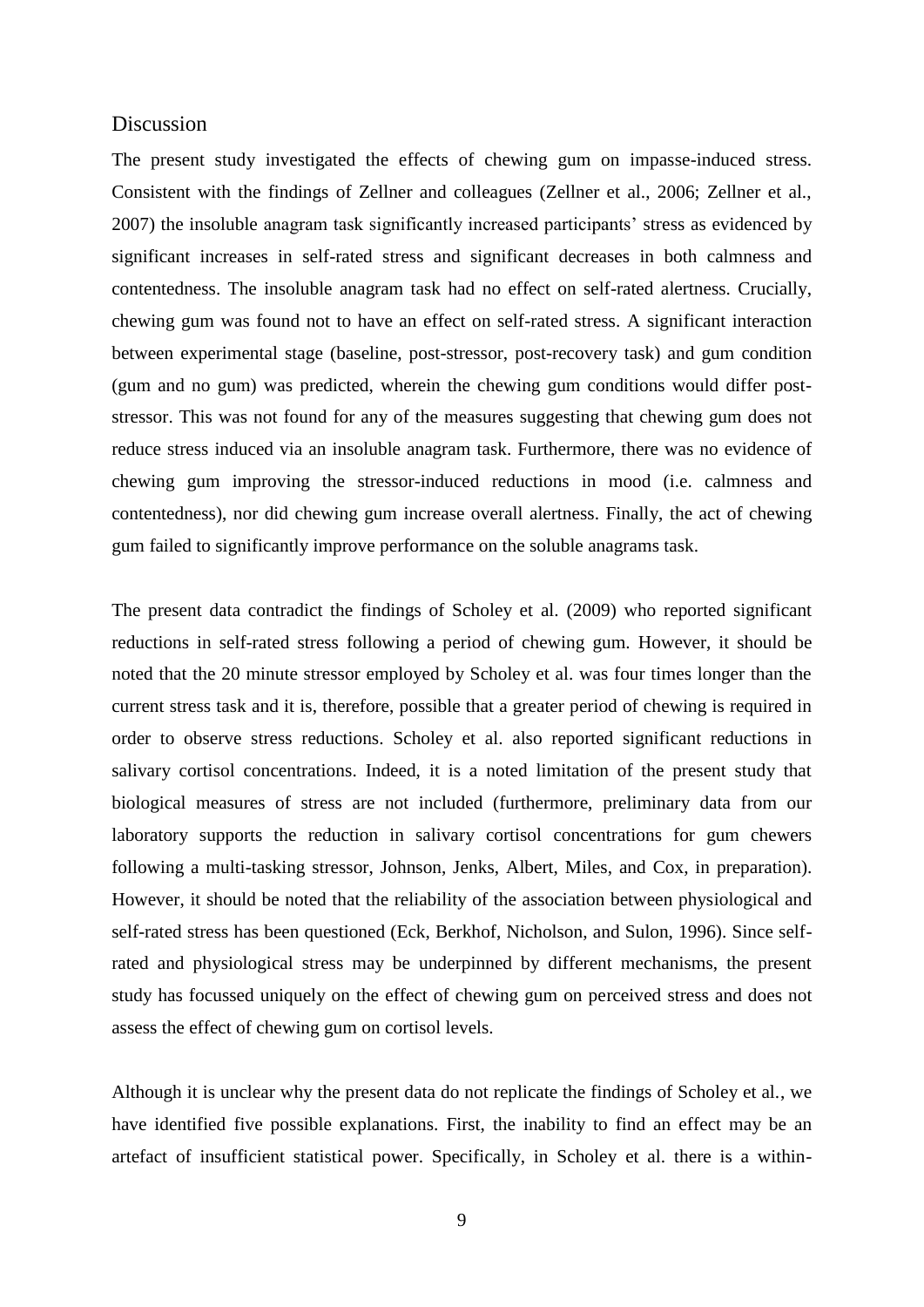## Discussion

The present study investigated the effects of chewing gum on impasse-induced stress. Consistent with the findings of Zellner and colleagues (Zellner et al., 2006; Zellner et al., 2007) the insoluble anagram task significantly increased participants' stress as evidenced by significant increases in self-rated stress and significant decreases in both calmness and contentedness. The insoluble anagram task had no effect on self-rated alertness. Crucially, chewing gum was found not to have an effect on self-rated stress. A significant interaction between experimental stage (baseline, post-stressor, post-recovery task) and gum condition (gum and no gum) was predicted, wherein the chewing gum conditions would differ post-stressor. This was not found for any of the measures suggesting that chewing gum does not reduce stress induced via an insoluble anagram task. Furthermore, there was no evidence of chewing gum improving the stressor-induced reductions in mood (i.e. calmness and contentedness), nor did chewing gum increase overall alertness. Finally, the act of chewing gum failed to significantly improve performance on the soluble anagrams task.

The present data contradict the findings of Scholey et al. (2009) who reported significant reductions in self-rated stress following a period of chewing gum. However, it should be noted that the 20 minute stressor employed by Scholey et al. was four times longer than the current stress task and it is, therefore, possible that a greater period of chewing is required in order to observe stress reductions. Scholey et al. also reported significant reductions in salivary cortisol concentrations. Indeed, it is a noted limitation of the present study that biological measures of stress are not included (furthermore, preliminary data from our laboratory supports the reduction in salivary cortisol concentrations for gum chewers following a multi-tasking stressor, Johnson, Jenks, Albert, Miles, and Cox, in preparation). However, it should be noted that the reliability of the association between physiological and self-rated stress has been questioned (Eck, Berkhof, Nicholson, and Sulon, 1996). Since self-rated and physiological stress may be underpinned by different mechanisms, the present study has focussed uniquely on the effect of chewing gum on perceived stress and does not assess the effect of chewing gum on cortisol levels.

Although it is unclear why the present data do not replicate the findings of Scholey et al., we have identified five possible explanations. First, the inability to find an effect may be an artefact of insufficient statistical power. Specifically, in Scholey et al. there is a within-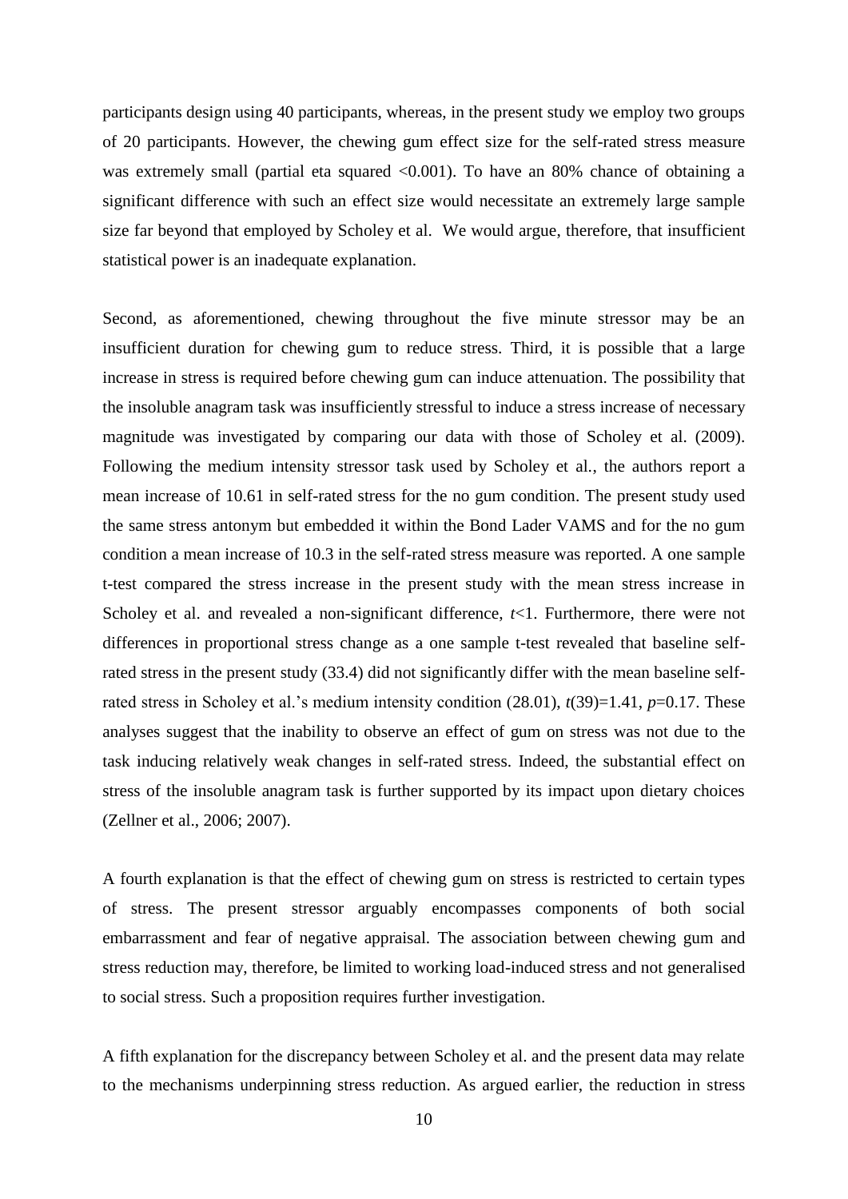participants design using 40 participants, whereas, in the present study we employ two groups of 20 participants. However, the chewing gum effect size for the self-rated stress measure was extremely small (partial eta squared <0.001). To have an 80% chance of obtaining a significant difference with such an effect size would necessitate an extremely large sample size far beyond that employed by Scholey et al. We would argue, therefore, that insufficient statistical power is an inadequate explanation.

Second, as aforementioned, chewing throughout the five minute stressor may be an insufficient duration for chewing gum to reduce stress. Third, it is possible that a large increase in stress is required before chewing gum can induce attenuation. The possibility that the insoluble anagram task was insufficiently stressful to induce a stress increase of necessary magnitude was investigated by comparing our data with those of Scholey et al. (2009). Following the medium intensity stressor task used by Scholey et al., the authors report a mean increase of 10.61 in self-rated stress for the no gum condition. The present study used the same stress antonym but embedded it within the Bond Lader VAMS and for the no gum condition a mean increase of 10.3 in the self-rated stress measure was reported. A one sample t-test compared the stress increase in the present study with the mean stress increase in Scholey et al. and revealed a non-significant difference, $t<1$. Furthermore, there were not differences in proportional stress change as a one sample t-test revealed that baseline self-rated stress in the present study (33.4) did not significantly differ with the mean baseline self-rated stress in Scholey et al.'s medium intensity condition (28.01), $t(39)=1.41$, $p=0.17$. These analyses suggest that the inability to observe an effect of gum on stress was not due to the task inducing relatively weak changes in self-rated stress. Indeed, the substantial effect on stress of the insoluble anagram task is further supported by its impact upon dietary choices (Zellner et al., 2006; 2007).

A fourth explanation is that the effect of chewing gum on stress is restricted to certain types of stress. The present stressor arguably encompasses components of both social embarrassment and fear of negative appraisal. The association between chewing gum and stress reduction may, therefore, be limited to working load-induced stress and not generalised to social stress. Such a proposition requires further investigation.

A fifth explanation for the discrepancy between Scholey et al. and the present data may relate to the mechanisms underpinning stress reduction. As argued earlier, the reduction in stress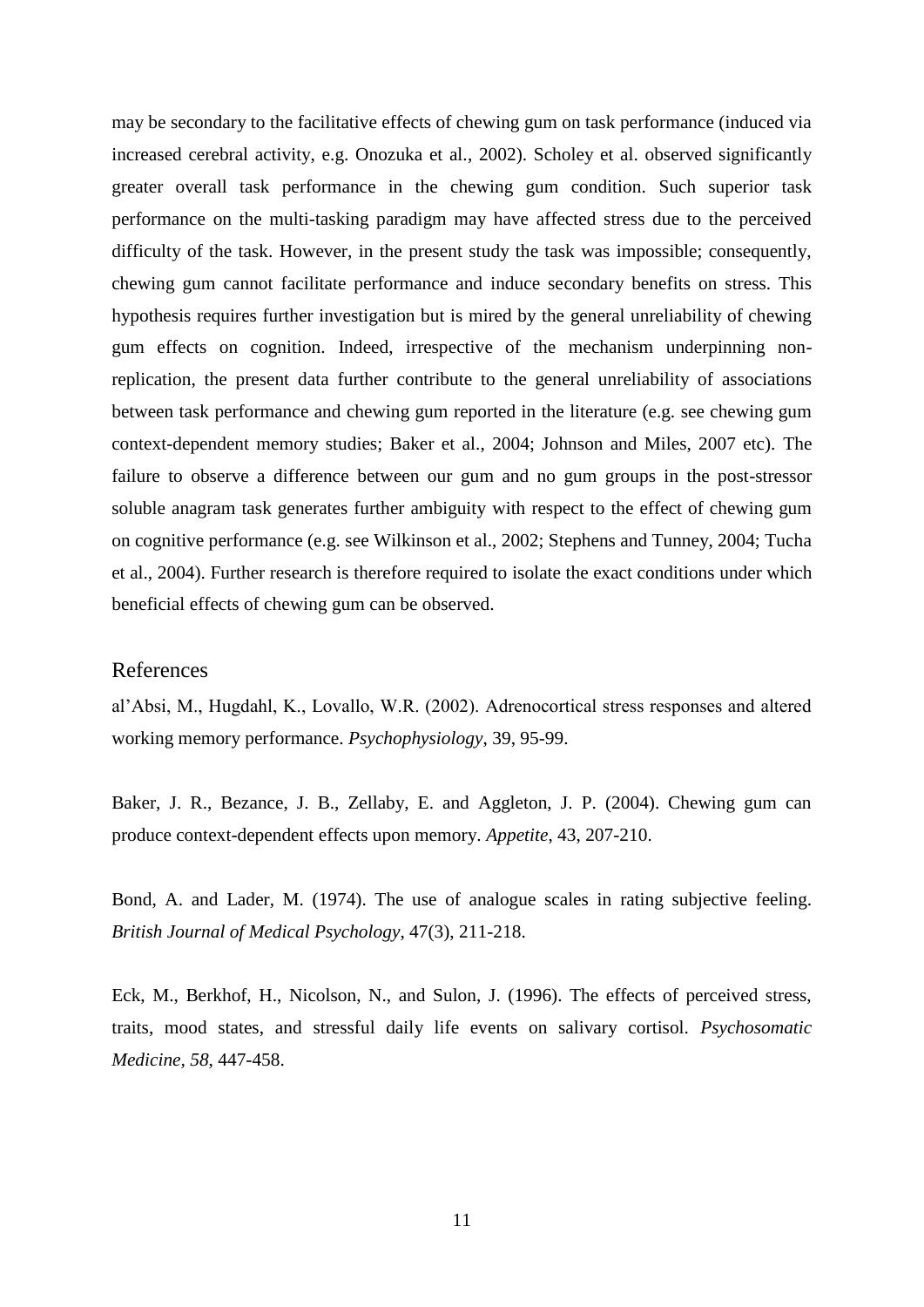may be secondary to the facilitative effects of chewing gum on task performance (induced via increased cerebral activity, e.g. Onozuka et al., 2002). Scholey et al. observed significantly greater overall task performance in the chewing gum condition. Such superior task performance on the multi-tasking paradigm may have affected stress due to the perceived difficulty of the task. However, in the present study the task was impossible; consequently, chewing gum cannot facilitate performance and induce secondary benefits on stress. This hypothesis requires further investigation but is mired by the general unreliability of chewing gum effects on cognition. Indeed, irrespective of the mechanism underpinning non-replication, the present data further contribute to the general unreliability of associations between task performance and chewing gum reported in the literature (e.g. see chewing gum context-dependent memory studies; Baker et al., 2004; Johnson and Miles, 2007 etc). The failure to observe a difference between our gum and no gum groups in the post-stressor soluble anagram task generates further ambiguity with respect to the effect of chewing gum on cognitive performance (e.g. see Wilkinson et al., 2002; Stephens and Tunney, 2004; Tucha et al., 2004). Further research is therefore required to isolate the exact conditions under which beneficial effects of chewing gum can be observed.

## References

al'Absi, M., Hugdahl, K., Lovallo, W.R. (2002). Adrenocortical stress responses and altered working memory performance. *Psychophysiology*, 39, 95-99.

Baker, J. R., Bezance, J. B., Zellaby, E. and Aggleton, J. P. (2004). Chewing gum can produce context-dependent effects upon memory. *Appetite*, 43, 207-210.

Bond, A. and Lader, M. (1974). The use of analogue scales in rating subjective feeling. *British Journal of Medical Psychology*, 47(3), 211-218.

Eck, M., Berkhof, H., Nicolson, N., and Sulon, J. (1996). The effects of perceived stress, traits, mood states, and stressful daily life events on salivary cortisol. *Psychosomatic Medicine*, *58*, 447-458.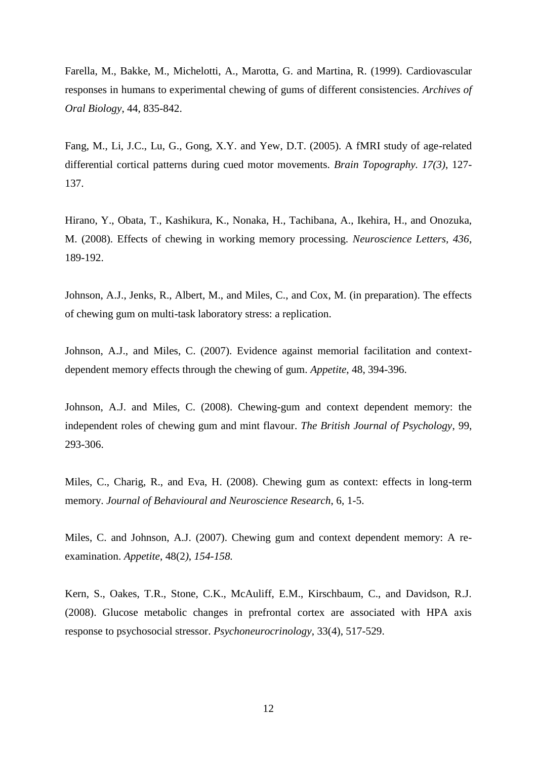Farella, M., Bakke, M., Michelotti, A., Marotta, G. and Martina, R. (1999). Cardiovascular responses in humans to experimental chewing of gums of different consistencies. *Archives of Oral Biology*, 44, 835-842.

Fang, M., Li, J.C., Lu, G., Gong, X.Y. and Yew, D.T. (2005). A fMRI study of age-related differential cortical patterns during cued motor movements. *Brain Topography. 17(3)*, 127-137.

Hirano, Y., Obata, T., Kashikura, K., Nonaka, H., Tachibana, A., Ikehira, H., and Onozuka, M. (2008). Effects of chewing in working memory processing. *Neuroscience Letters, 436*, 189-192.

Johnson, A.J., Jenks, R., Albert, M., and Miles, C., and Cox, M. (in preparation). The effects of chewing gum on multi-task laboratory stress: a replication.

Johnson, A.J., and Miles, C. (2007). Evidence against memorial facilitation and context-dependent memory effects through the chewing of gum. *Appetite*, 48, 394-396.

Johnson, A.J. and Miles, C. (2008). Chewing-gum and context dependent memory: the independent roles of chewing gum and mint flavour. *The British Journal of Psychology*, 99, 293-306.

Miles, C., Charig, R., and Eva, H. (2008). Chewing gum as context: effects in long-term memory. *Journal of Behavioural and Neuroscience Research*, 6, 1-5.

Miles, C. and Johnson, A.J. (2007). Chewing gum and context dependent memory: A re-examination. *Appetite*, 48(2*), 154-158.*

Kern, S., Oakes, T.R., Stone, C.K., McAuliff, E.M., Kirschbaum, C., and Davidson, R.J. (2008). Glucose metabolic changes in prefrontal cortex are associated with HPA axis response to psychosocial stressor. *Psychoneurocrinology*, 33(4), 517-529.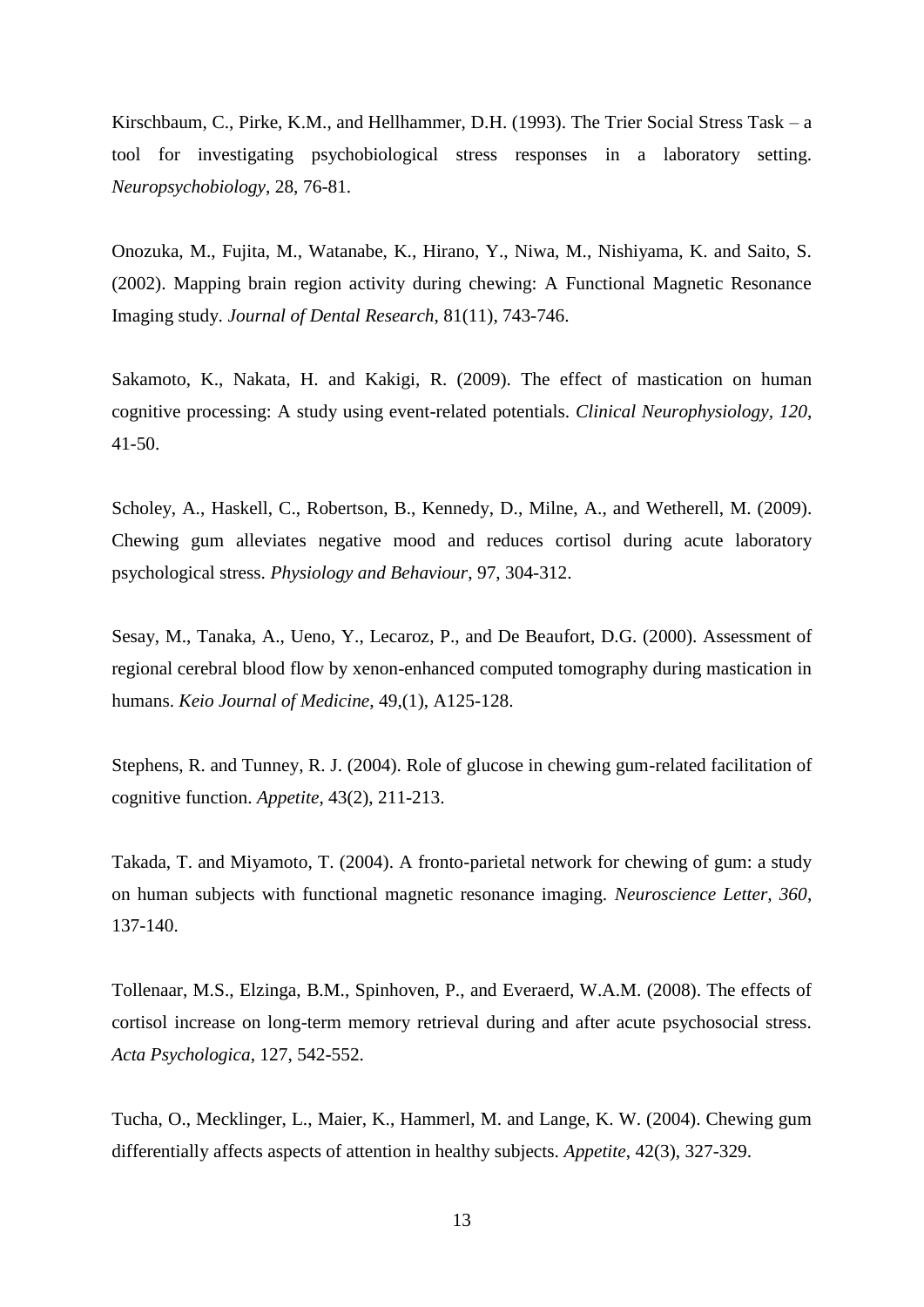Kirschbaum, C., Pirke, K.M., and Hellhammer, D.H. (1993). The Trier Social Stress Task – a tool for investigating psychobiological stress responses in a laboratory setting. *Neuropsychobiology*, 28, 76-81.

Onozuka, M., Fujita, M., Watanabe, K., Hirano, Y., Niwa, M., Nishiyama, K. and Saito, S. (2002). Mapping brain region activity during chewing: A Functional Magnetic Resonance Imaging study. *Journal of Dental Research*, 81(11), 743-746.

Sakamoto, K., Nakata, H. and Kakigi, R. (2009). The effect of mastication on human cognitive processing: A study using event-related potentials. *Clinical Neurophysiology*, *120*, 41-50.

Scholey, A., Haskell, C., Robertson, B., Kennedy, D., Milne, A., and Wetherell, M. (2009). Chewing gum alleviates negative mood and reduces cortisol during acute laboratory psychological stress. *Physiology and Behaviour*, 97, 304-312.

Sesay, M., Tanaka, A., Ueno, Y., Lecaroz, P., and De Beaufort, D.G. (2000). Assessment of regional cerebral blood flow by xenon-enhanced computed tomography during mastication in humans. *Keio Journal of Medicine*, 49,(1), A125-128.

Stephens, R. and Tunney, R. J. (2004). Role of glucose in chewing gum-related facilitation of cognitive function. *Appetite*, 43(2), 211-213.

Takada, T. and Miyamoto, T. (2004). A fronto-parietal network for chewing of gum: a study on human subjects with functional magnetic resonance imaging. *Neuroscience Letter*, *360*, 137-140.

Tollenaar, M.S., Elzinga, B.M., Spinhoven, P., and Everaerd, W.A.M. (2008). The effects of cortisol increase on long-term memory retrieval during and after acute psychosocial stress. *Acta Psychologica*, 127, 542-552.

Tucha, O., Mecklinger, L., Maier, K., Hammerl, M. and Lange, K. W. (2004). Chewing gum differentially affects aspects of attention in healthy subjects. *Appetite*, 42(3), 327-329.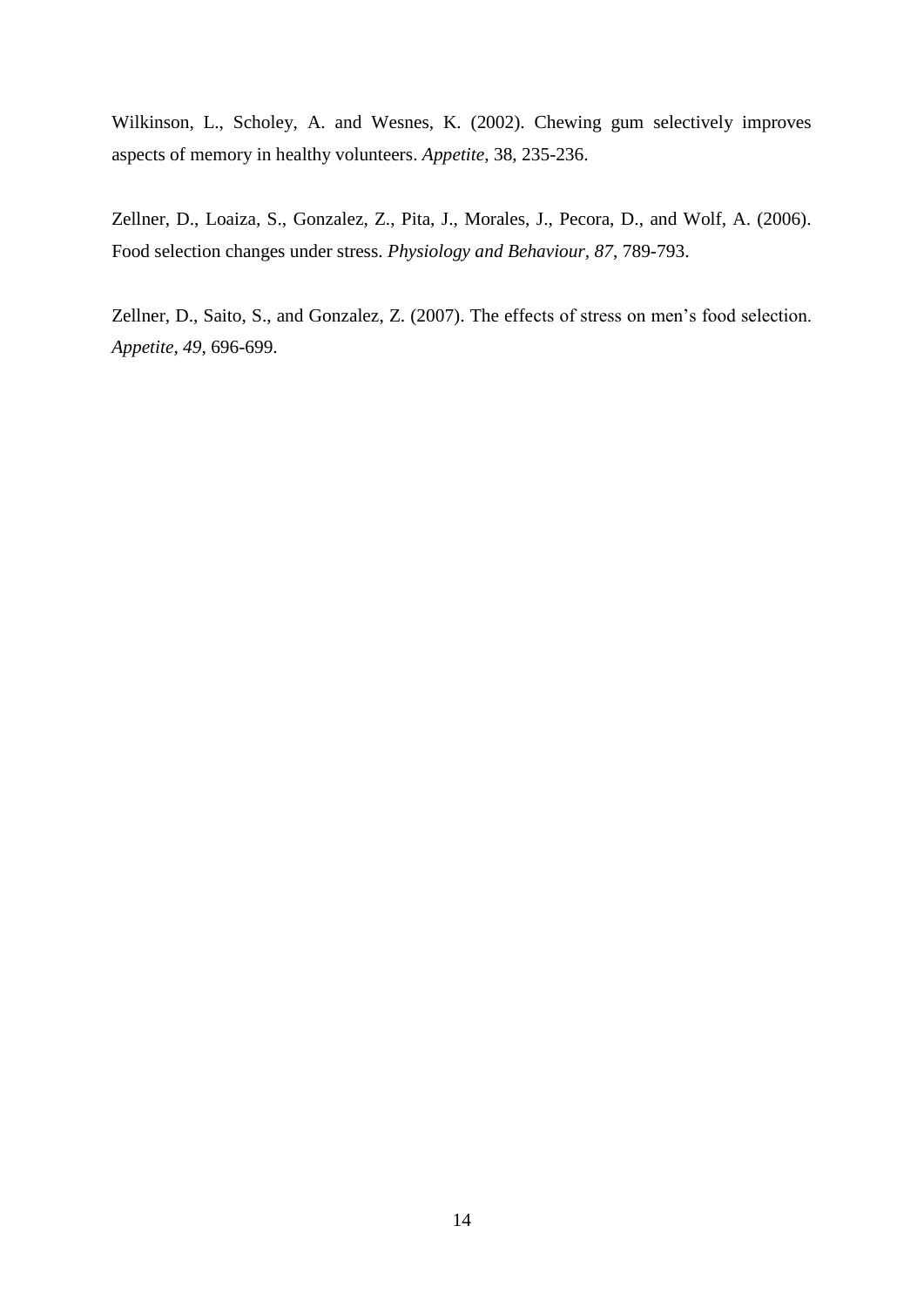Wilkinson, L., Scholey, A. and Wesnes, K. (2002). Chewing gum selectively improves aspects of memory in healthy volunteers. *Appetite*, 38, 235-236.

Zellner, D., Loaiza, S., Gonzalez, Z., Pita, J., Morales, J., Pecora, D., and Wolf, A. (2006). Food selection changes under stress. *Physiology and Behaviour, 87*, 789-793.

Zellner, D., Saito, S., and Gonzalez, Z. (2007). The effects of stress on men's food selection. *Appetite, 49*, 696-699.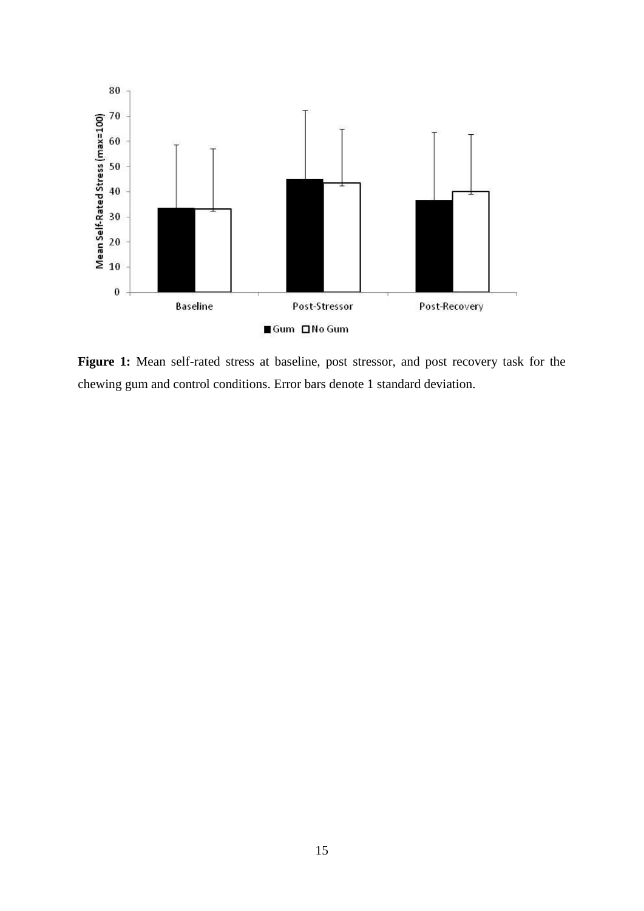80
70
60
50
40
30
20
10
0

Mean Self-Rated Stress (max=100)

Baseline

Post-Stressor

Post-Recovery

■ Gum □ No Gum

**Figure 1:** Mean self-rated stress at baseline, post stressor, and post recovery task for the chewing gum and control conditions. Error bars denote 1 standard deviation.